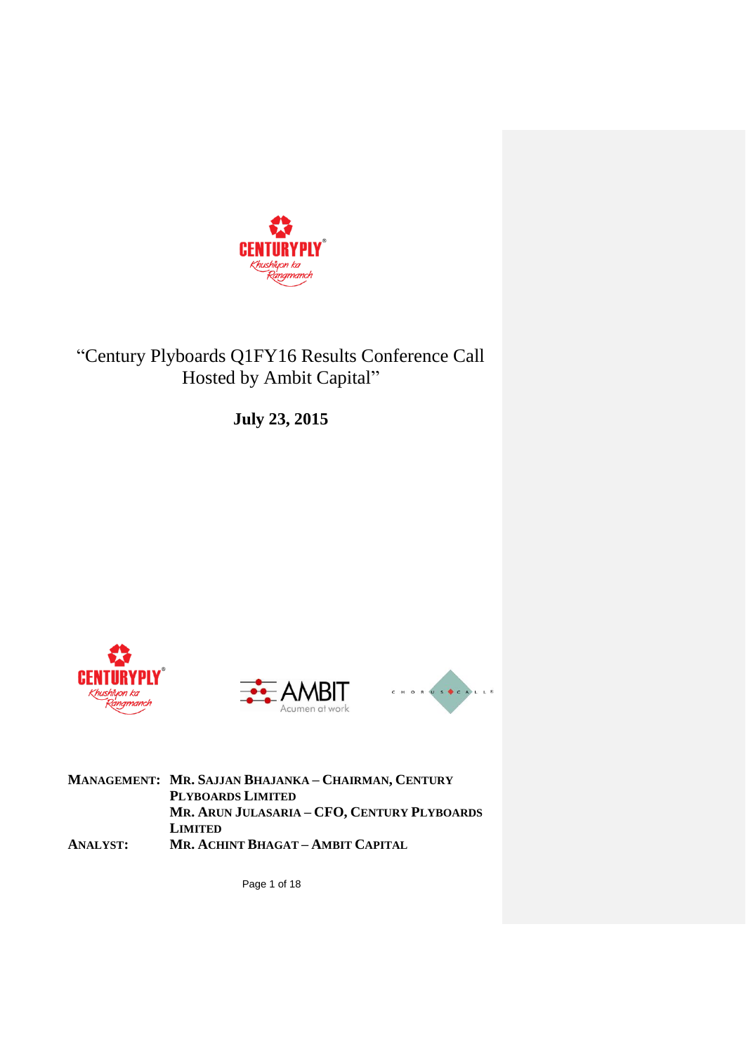# "Century Plyboards Q1FY16 Results Conference Call Hosted by Ambit Capital"

**July 23, 2015**

**MANAGEMENT:** **MR. SAJJAN BHAJANKA – CHAIRMAN, CENTURY PLYBOARDS LIMITED**
**MR. ARUN JULASARIA – CFO, CENTURY PLYBOARDS LIMITED**

**ANALYST:** **MR. ACHINT BHAGAT – AMBIT CAPITAL**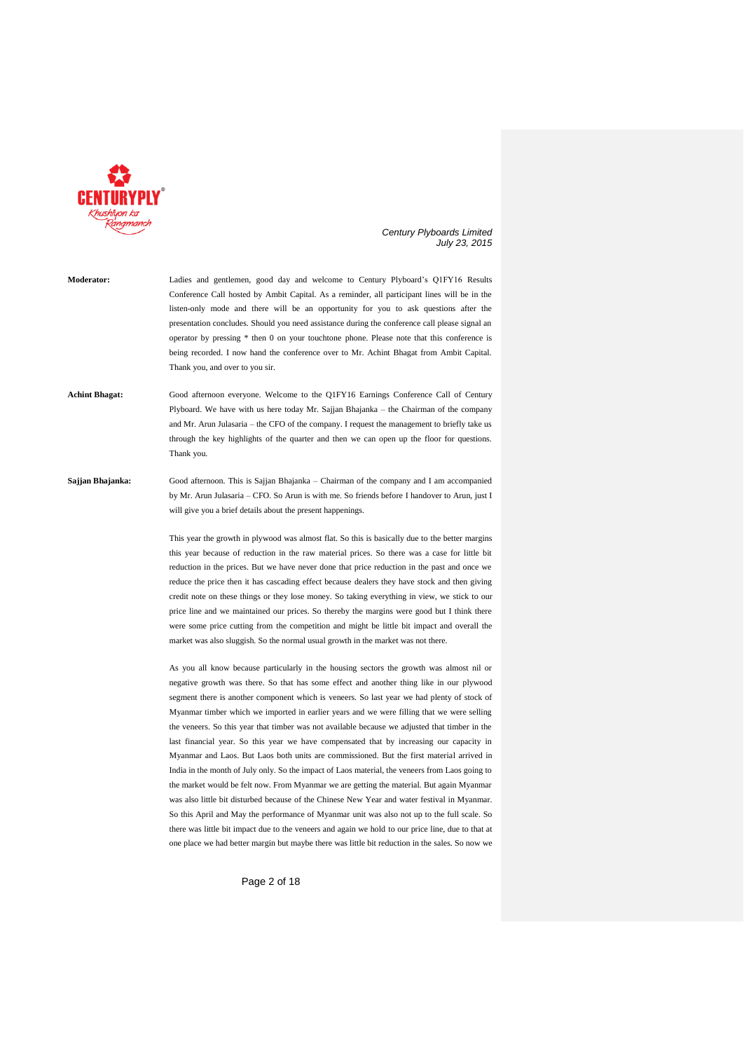Century Plyboards Limited
July 23, 2015

**Moderator:** Ladies and gentlemen, good day and welcome to Century Plyboard's Q1FY16 Results Conference Call hosted by Ambit Capital. As a reminder, all participant lines will be in the listen-only mode and there will be an opportunity for you to ask questions after the presentation concludes. Should you need assistance during the conference call please signal an operator by pressing * then 0 on your touchtone phone. Please note that this conference is being recorded. I now hand the conference over to Mr. Achint Bhagat from Ambit Capital. Thank you, and over to you sir.

**Achint Bhagat:** Good afternoon everyone. Welcome to the Q1FY16 Earnings Conference Call of Century Plyboard. We have with us here today Mr. Sajjan Bhajanka – the Chairman of the company and Mr. Arun Julasaria – the CFO of the company. I request the management to briefly take us through the key highlights of the quarter and then we can open up the floor for questions. Thank you.

**Sajjan Bhajanka:** Good afternoon. This is Sajjan Bhajanka – Chairman of the company and I am accompanied by Mr. Arun Julasaria – CFO. So Arun is with me. So friends before I handover to Arun, just I will give you a brief details about the present happenings.

This year the growth in plywood was almost flat. So this is basically due to the better margins this year because of reduction in the raw material prices. So there was a case for little bit reduction in the prices. But we have never done that price reduction in the past and once we reduce the price then it has cascading effect because dealers they have stock and then giving credit note on these things or they lose money. So taking everything in view, we stick to our price line and we maintained our prices. So thereby the margins were good but I think there were some price cutting from the competition and might be little bit impact and overall the market was also sluggish. So the normal usual growth in the market was not there.

As you all know because particularly in the housing sectors the growth was almost nil or negative growth was there. So that has some effect and another thing like in our plywood segment there is another component which is veneers. So last year we had plenty of stock of Myanmar timber which we imported in earlier years and we were filling that we were selling the veneers. So this year that timber was not available because we adjusted that timber in the last financial year. So this year we have compensated that by increasing our capacity in Myanmar and Laos. But Laos both units are commissioned. But the first material arrived in India in the month of July only. So the impact of Laos material, the veneers from Laos going to the market would be felt now. From Myanmar we are getting the material. But again Myanmar was also little bit disturbed because of the Chinese New Year and water festival in Myanmar. So this April and May the performance of Myanmar unit was also not up to the full scale. So there was little bit impact due to the veneers and again we hold to our price line, due to that at one place we had better margin but maybe there was little bit reduction in the sales. So now we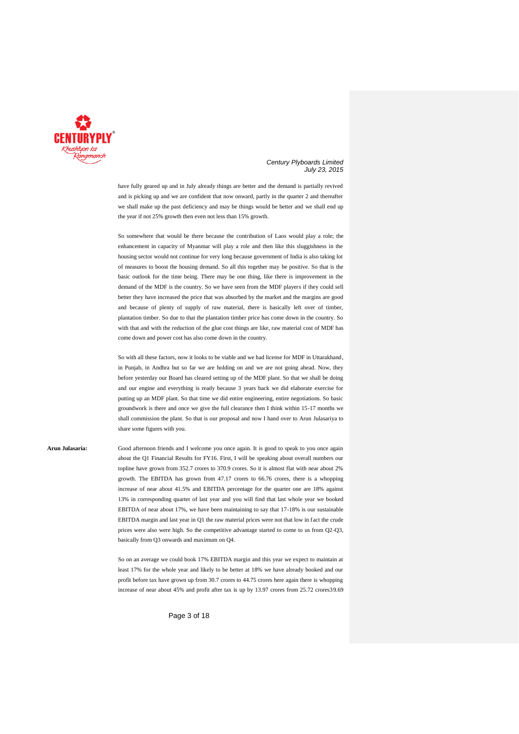have fully geared up and in July already things are better and the demand is partially revived and is picking up and we are confident that now onward, partly in the quarter 2 and thereafter we shall make up the past deficiency and may be things would be better and we shall end up the year if not 25% growth then even not less than 15% growth.

So somewhere that would be there because the contribution of Laos would play a role; the enhancement in capacity of Myanmar will play a role and then like this sluggishness in the housing sector would not continue for very long because government of India is also taking lot of measures to boost the housing demand. So all this together may be positive. So that is the basic outlook for the time being. There may be one thing, like there is improvement in the demand of the MDF is the country. So we have seen from the MDF players if they could sell better they have increased the price that was absorbed by the market and the margins are good and because of plenty of supply of raw material, there is basically left over of timber, plantation timber. So due to that the plantation timber price has come down in the country. So with that and with the reduction of the glue cost things are like, raw material cost of MDF has come down and power cost has also come down in the country.

So with all these factors, now it looks to be viable and we had license for MDF in Uttarakhand, in Punjab, in Andhra but so far we are holding on and we are not going ahead. Now, they before yesterday our Board has cleared setting up of the MDF plant. So that we shall be doing and our engine and everything is ready because 3 years back we did elaborate exercise for putting up an MDF plant. So that time we did entire engineering, entire negotiations. So basic groundwork is there and once we give the full clearance then I think within 15-17 months we shall commission the plant. So that is our proposal and now I hand over to Arun Julasariya to share some figures with you.

**Arun Julasaria:** Good afternoon friends and I welcome you once again. It is good to speak to you once again about the Q1 Financial Results for FY16. First, I will be speaking about overall numbers our topline have grown from 352.7 crores to 370.9 crores. So it is almost flat with near about 2% growth. The EBITDA has grown from 47.17 crores to 66.76 crores, there is a whopping increase of near about 41.5% and EBITDA percentage for the quarter one are 18% against 13% in corresponding quarter of last year and you will find that last whole year we booked EBITDA of near about 17%, we have been maintaining to say that 17-18% is our sustainable EBITDA margin and last year in Q1 the raw material prices were not that low in fact the crude prices were also were high. So the competitive advantage started to come to us from Q2-Q3, basically from Q3 onwards and maximum on Q4.

So on an average we could book 17% EBITDA margin and this year we expect to maintain at least 17% for the whole year and likely to be better at 18% we have already booked and our profit before tax have grown up from 30.7 crores to 44.75 crores here again there is whopping increase of near about 45% and profit after tax is up by 13.97 crores from 25.72 crores39.69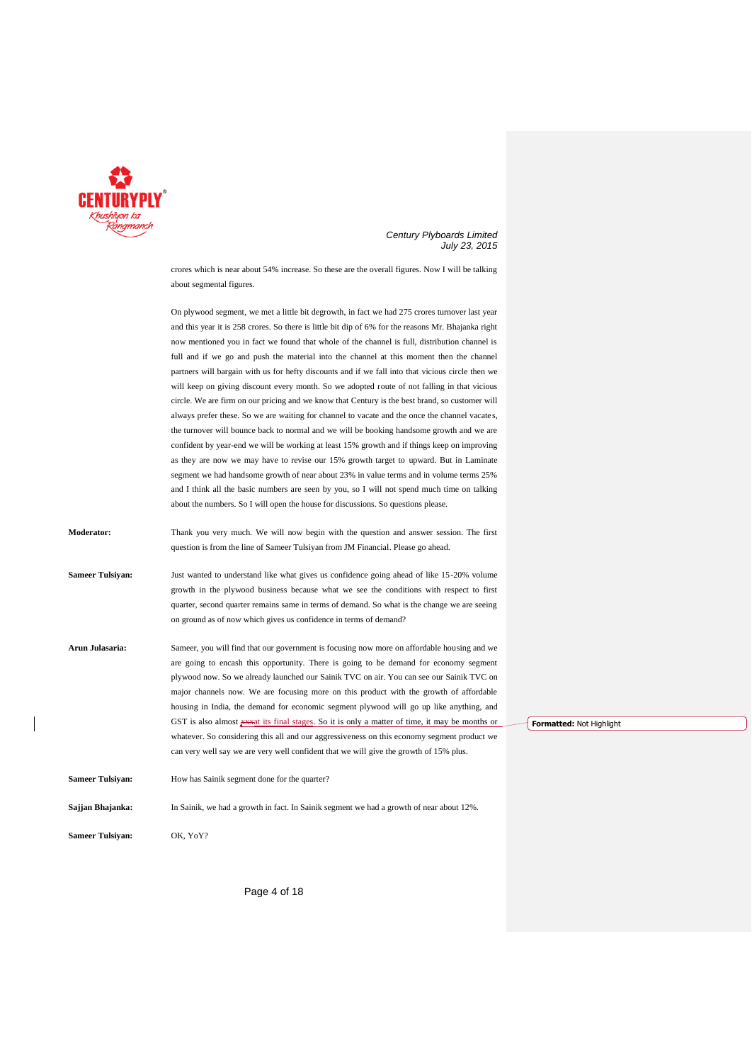crores which is near about 54% increase. So these are the overall figures. Now I will be talking about segmental figures.

On plywood segment, we met a little bit degrowth, in fact we had 275 crores turnover last year and this year it is 258 crores. So there is little bit dip of 6% for the reasons Mr. Bhajanka right now mentioned you in fact we found that whole of the channel is full, distribution channel is full and if we go and push the material into the channel at this moment then the channel partners will bargain with us for hefty discounts and if we fall into that vicious circle then we will keep on giving discount every month. So we adopted route of not falling in that vicious circle. We are firm on our pricing and we know that Century is the best brand, so customer will always prefer these. So we are waiting for channel to vacate and the once the channel vacates, the turnover will bounce back to normal and we will be booking handsome growth and we are confident by year-end we will be working at least 15% growth and if things keep on improving as they are now we may have to revise our 15% growth target to upward. But in Laminate segment we had handsome growth of near about 23% in value terms and in volume terms 25% and I think all the basic numbers are seen by you, so I will not spend much time on talking about the numbers. So I will open the house for discussions. So questions please.

**Moderator:** Thank you very much. We will now begin with the question and answer session. The first question is from the line of Sameer Tulsiyan from JM Financial. Please go ahead.

**Sameer Tulsiyan:** Just wanted to understand like what gives us confidence going ahead of like 15-20% volume growth in the plywood business because what we see the conditions with respect to first quarter, second quarter remains same in terms of demand. So what is the change we are seeing on ground as of now which gives us confidence in terms of demand?

**Arun Julasaria:** Sameer, you will find that our government is focusing now more on affordable housing and we are going to encash this opportunity. There is going to be demand for economy segment plywood now. So we already launched our Sainik TVC on air. You can see our Sainik TVC on major channels now. We are focusing more on this product with the growth of affordable housing in India, the demand for economic segment plywood will go up like anything, and GST is also almost at its final stages. So it is only a matter of time, it may be months or whatever. So considering this all and our aggressiveness on this economy segment product we can very well say we are very well confident that we will give the growth of 15% plus.

**Sameer Tulsiyan:** How has Sainik segment done for the quarter?

**Sajjan Bhajanka:** In Sainik, we had a growth in fact. In Sainik segment we had a growth of near about 12%.

**Sameer Tulsiyan:** OK, YoY?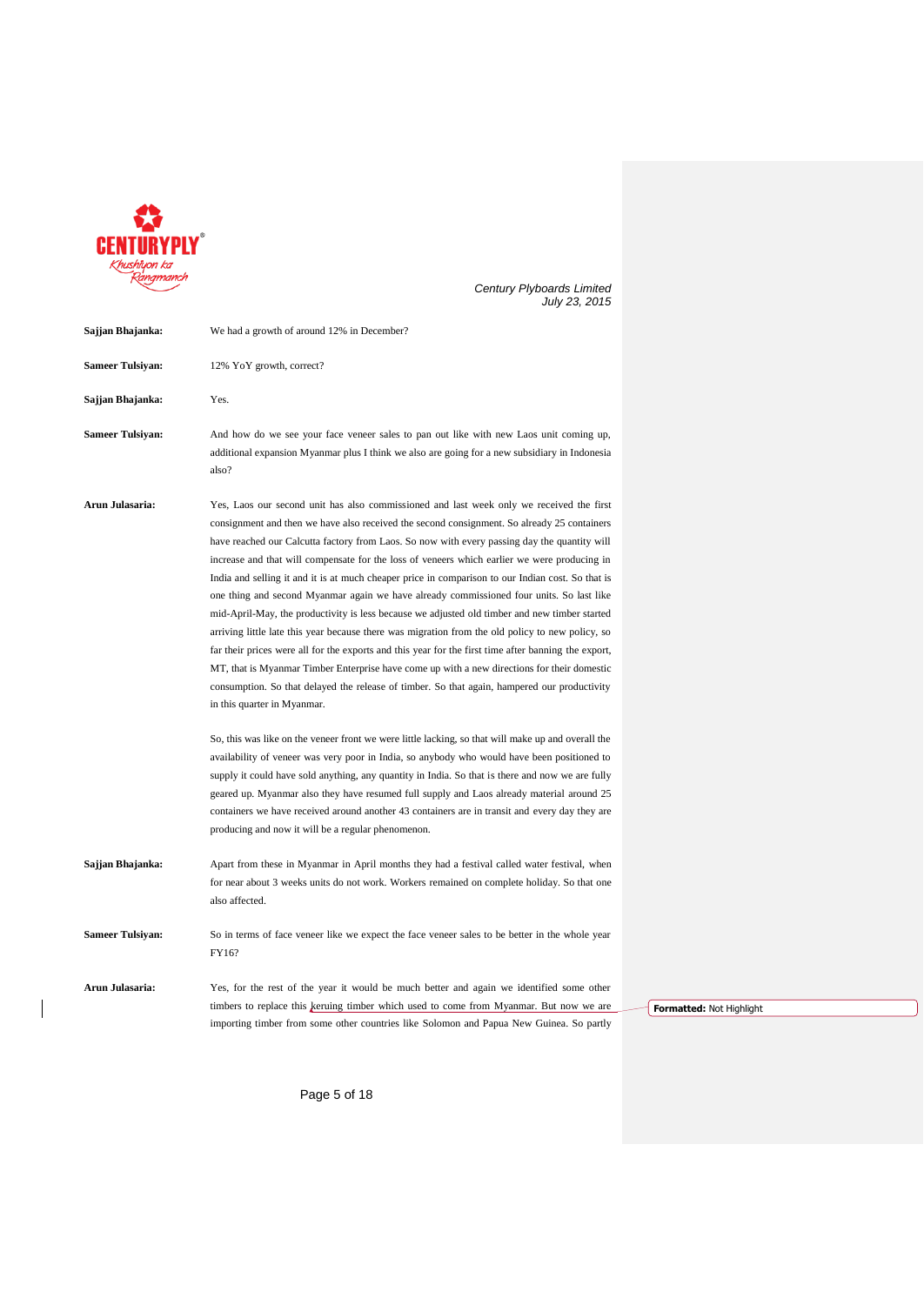**Sajjan Bhajanka:** We had a growth of around 12% in December?

**Sameer Tulsiyan:** 12% YoY growth, correct?

**Sajjan Bhajanka:** Yes.

**Sameer Tulsiyan:** And how do we see your face veneer sales to pan out like with new Laos unit coming up, additional expansion Myanmar plus I think we also are going for a new subsidiary in Indonesia also?

**Arun Julasaria:** Yes, Laos our second unit has also commissioned and last week only we received the first consignment and then we have also received the second consignment. So already 25 containers have reached our Calcutta factory from Laos. So now with every passing day the quantity will increase and that will compensate for the loss of veneers which earlier we were producing in India and selling it and it is at much cheaper price in comparison to our Indian cost. So that is one thing and second Myanmar again we have already commissioned four units. So last like mid-April-May, the productivity is less because we adjusted old timber and new timber started arriving little late this year because there was migration from the old policy to new policy, so far their prices were all for the exports and this year for the first time after banning the export, MT, that is Myanmar Timber Enterprise have come up with a new directions for their domestic consumption. So that delayed the release of timber. So that again, hampered our productivity in this quarter in Myanmar.

So, this was like on the veneer front we were little lacking, so that will make up and overall the availability of veneer was very poor in India, so anybody who would have been positioned to supply it could have sold anything, any quantity in India. So that is there and now we are fully geared up. Myanmar also they have resumed full supply and Laos already material around 25 containers we have received around another 43 containers are in transit and every day they are producing and now it will be a regular phenomenon.

**Sajjan Bhajanka:** Apart from these in Myanmar in April months they had a festival called water festival, when for near about 3 weeks units do not work. Workers remained on complete holiday. So that one also affected.

**Sameer Tulsiyan:** So in terms of face veneer like we expect the face veneer sales to be better in the whole year FY16?

**Arun Julasaria:** Yes, for the rest of the year it would be much better and again we identified some other timbers to replace this keruing timber which used to come from Myanmar. But now we are importing timber from some other countries like Solomon and Papua New Guinea. So partly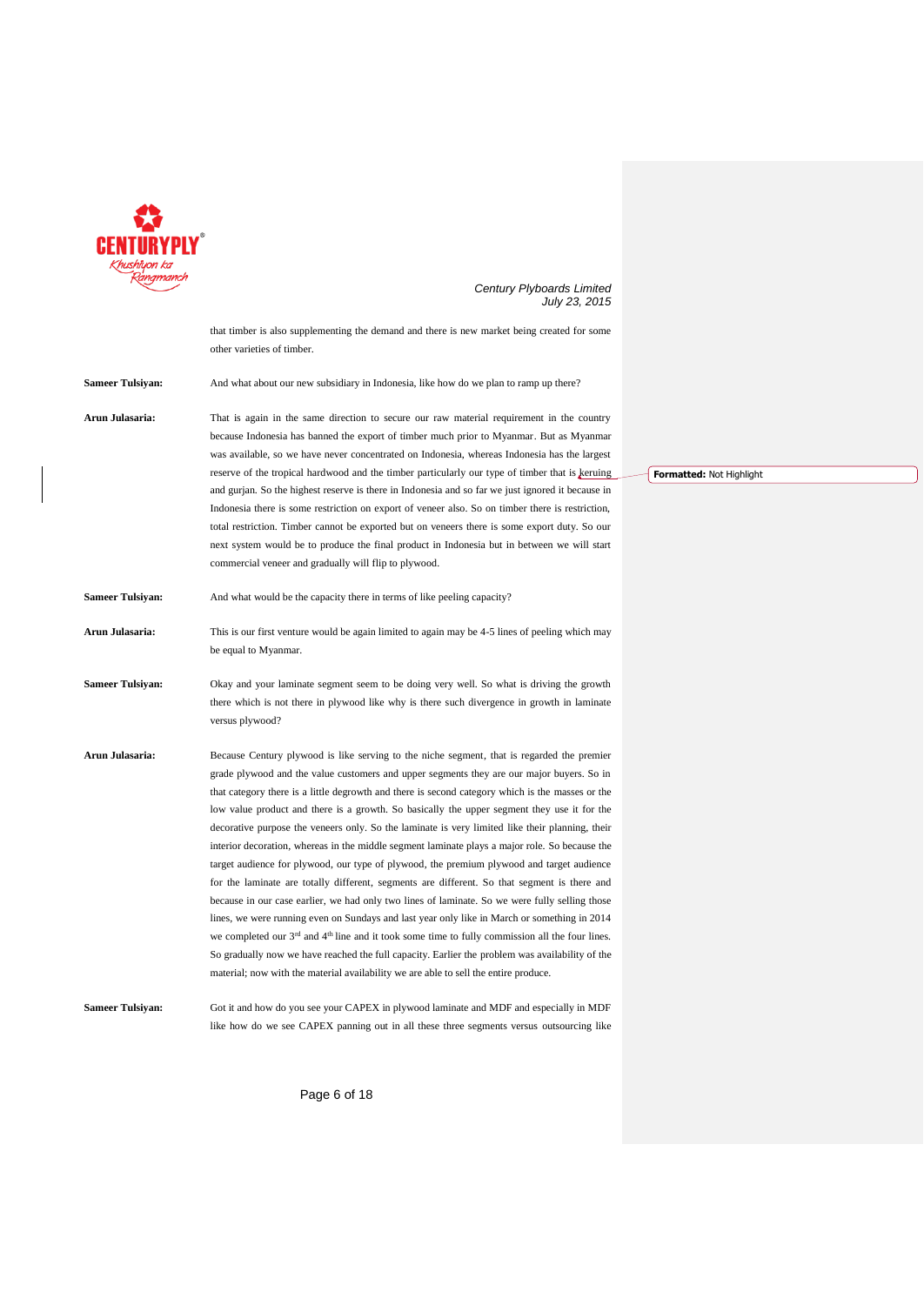that timber is also supplementing the demand and there is new market being created for some other varieties of timber.

**Sameer Tulsiyan:** And what about our new subsidiary in Indonesia, like how do we plan to ramp up there?

**Arun Julasaria:** That is again in the same direction to secure our raw material requirement in the country because Indonesia has banned the export of timber much prior to Myanmar. But as Myanmar was available, so we have never concentrated on Indonesia, whereas Indonesia has the largest reserve of the tropical hardwood and the timber particularly our type of timber that is keruing and gurjan. So the highest reserve is there in Indonesia and so far we just ignored it because in Indonesia there is some restriction on export of veneer also. So on timber there is restriction, total restriction. Timber cannot be exported but on veneers there is some export duty. So our next system would be to produce the final product in Indonesia but in between we will start commercial veneer and gradually will flip to plywood.

**Sameer Tulsiyan:** And what would be the capacity there in terms of like peeling capacity?

**Arun Julasaria:** This is our first venture would be again limited to again may be 4-5 lines of peeling which may be equal to Myanmar.

**Sameer Tulsiyan:** Okay and your laminate segment seem to be doing very well. So what is driving the growth there which is not there in plywood like why is there such divergence in growth in laminate versus plywood?

**Arun Julasaria:** Because Century plywood is like serving to the niche segment, that is regarded the premier grade plywood and the value customers and upper segments they are our major buyers. So in that category there is a little degrowth and there is second category which is the masses or the low value product and there is a growth. So basically the upper segment they use it for the decorative purpose the veneers only. So the laminate is very limited like their planning, their interior decoration, whereas in the middle segment laminate plays a major role. So because the target audience for plywood, our type of plywood, the premium plywood and target audience for the laminate are totally different, segments are different. So that segment is there and because in our case earlier, we had only two lines of laminate. So we were fully selling those lines, we were running even on Sundays and last year only like in March or something in 2014 we completed our 3rd and 4th line and it took some time to fully commission all the four lines. So gradually now we have reached the full capacity. Earlier the problem was availability of the material; now with the material availability we are able to sell the entire produce.

**Sameer Tulsiyan:** Got it and how do you see your CAPEX in plywood laminate and MDF and especially in MDF like how do we see CAPEX panning out in all these three segments versus outsourcing like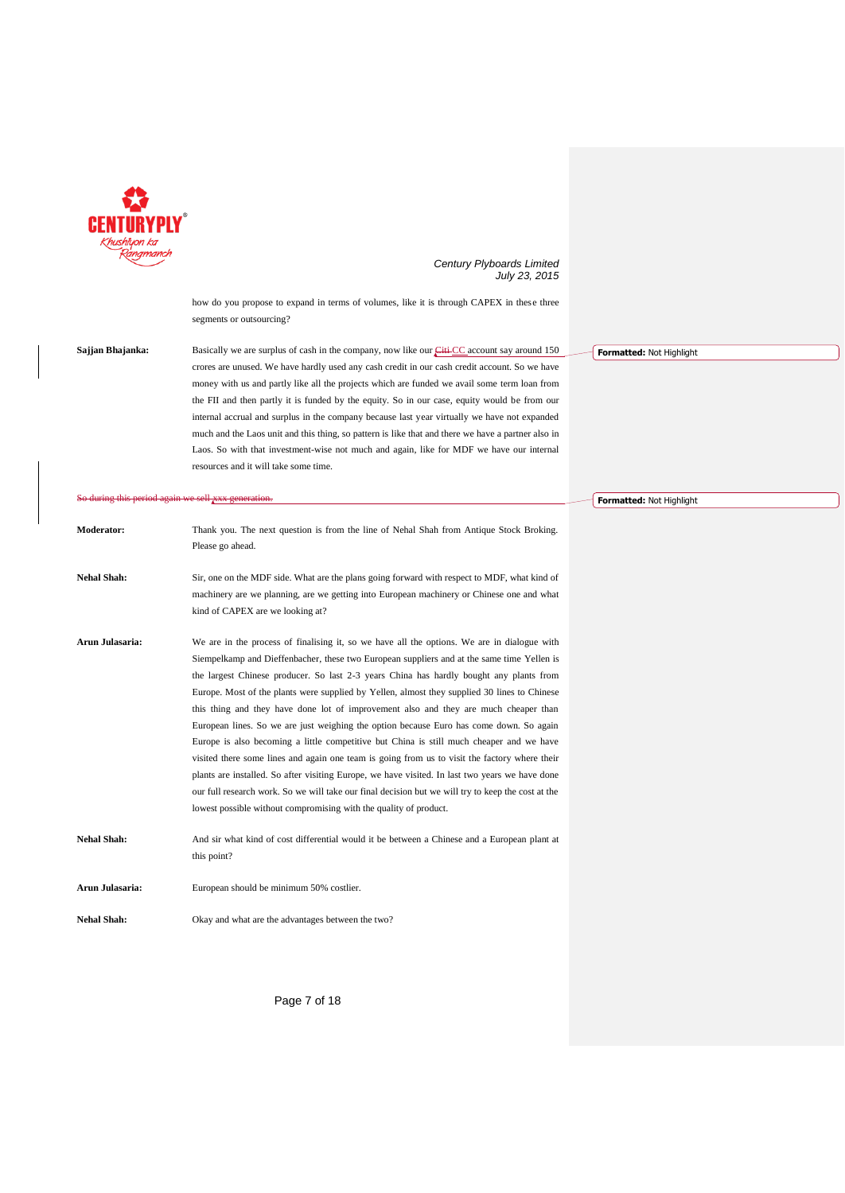how do you propose to expand in terms of volumes, like it is through CAPEX in these three segments or outsourcing?

**Sajjan Bhajanka:** Basically we are surplus of cash in the company, now like our ~~Citi~~ CC account say around 150 crores are unused. We have hardly used any cash credit in our cash credit account. So we have money with us and partly like all the projects which are funded we avail some term loan from the FII and then partly it is funded by the equity. So in our case, equity would be from our internal accrual and surplus in the company because last year virtually we have not expanded much and the Laos unit and this thing, so pattern is like that and there we have a partner also in Laos. So with that investment-wise not much and again, like for MDF we have our internal resources and it will take some time.

~~So during this period again we sell xxx generation.~~

**Moderator:** Thank you. The next question is from the line of Nehal Shah from Antique Stock Broking. Please go ahead.

**Nehal Shah:** Sir, one on the MDF side. What are the plans going forward with respect to MDF, what kind of machinery are we planning, are we getting into European machinery or Chinese one and what kind of CAPEX are we looking at?

**Arun Julasaria:** We are in the process of finalising it, so we have all the options. We are in dialogue with Siempelkamp and Dieffenbacher, these two European suppliers and at the same time Yellen is the largest Chinese producer. So last 2-3 years China has hardly bought any plants from Europe. Most of the plants were supplied by Yellen, almost they supplied 30 lines to Chinese this thing and they have done lot of improvement also and they are much cheaper than European lines. So we are just weighing the option because Euro has come down. So again Europe is also becoming a little competitive but China is still much cheaper and we have visited there some lines and again one team is going from us to visit the factory where their plants are installed. So after visiting Europe, we have visited. In last two years we have done our full research work. So we will take our final decision but we will try to keep the cost at the lowest possible without compromising with the quality of product.

**Nehal Shah:** And sir what kind of cost differential would it be between a Chinese and a European plant at this point?

**Arun Julasaria:** European should be minimum 50% costlier.

**Nehal Shah:** Okay and what are the advantages between the two?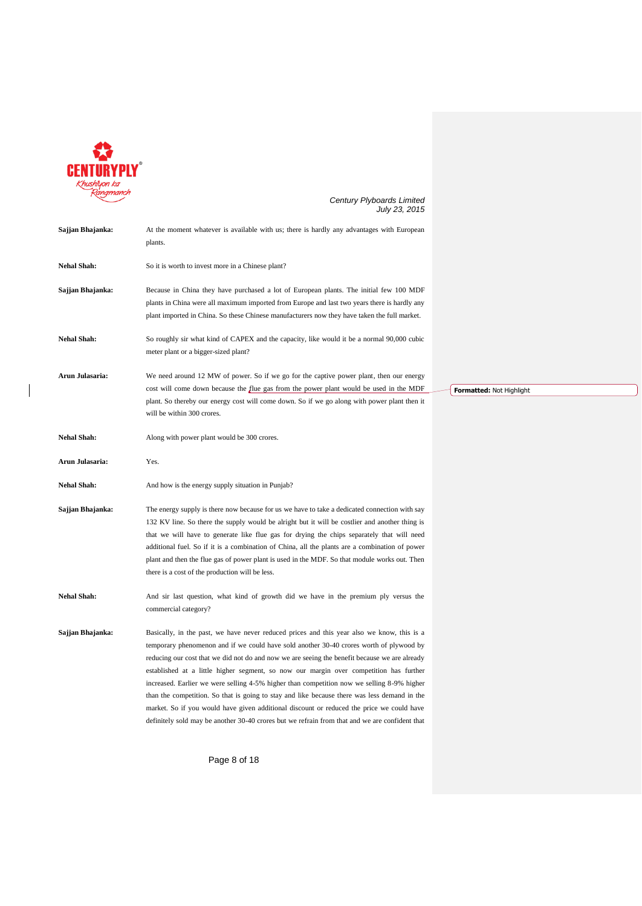**Sajjan Bhajanka:** At the moment whatever is available with us; there is hardly any advantages with European plants.

**Nehal Shah:** So it is worth to invest more in a Chinese plant?

**Sajjan Bhajanka:** Because in China they have purchased a lot of European plants. The initial few 100 MDF plants in China were all maximum imported from Europe and last two years there is hardly any plant imported in China. So these Chinese manufacturers now they have taken the full market.

**Nehal Shah:** So roughly sir what kind of CAPEX and the capacity, like would it be a normal 90,000 cubic meter plant or a bigger-sized plant?

**Arun Julasaria:** We need around 12 MW of power. So if we go for the captive power plant, then our energy cost will come down because the flue gas from the power plant would be used in the MDF plant. So thereby our energy cost will come down. So if we go along with power plant then it will be within 300 crores.

**Nehal Shah:** Along with power plant would be 300 crores.

**Arun Julasaria:** Yes.

**Nehal Shah:** And how is the energy supply situation in Punjab?

**Sajjan Bhajanka:** The energy supply is there now because for us we have to take a dedicated connection with say 132 KV line. So there the supply would be alright but it will be costlier and another thing is that we will have to generate like flue gas for drying the chips separately that will need additional fuel. So if it is a combination of China, all the plants are a combination of power plant and then the flue gas of power plant is used in the MDF. So that module works out. Then there is a cost of the production will be less.

**Nehal Shah:** And sir last question, what kind of growth did we have in the premium ply versus the commercial category?

**Sajjan Bhajanka:** Basically, in the past, we have never reduced prices and this year also we know, this is a temporary phenomenon and if we could have sold another 30-40 crores worth of plywood by reducing our cost that we did not do and now we are seeing the benefit because we are already established at a little higher segment, so now our margin over competition has further increased. Earlier we were selling 4-5% higher than competition now we selling 8-9% higher than the competition. So that is going to stay and like because there was less demand in the market. So if you would have given additional discount or reduced the price we could have definitely sold may be another 30-40 crores but we refrain from that and we are confident that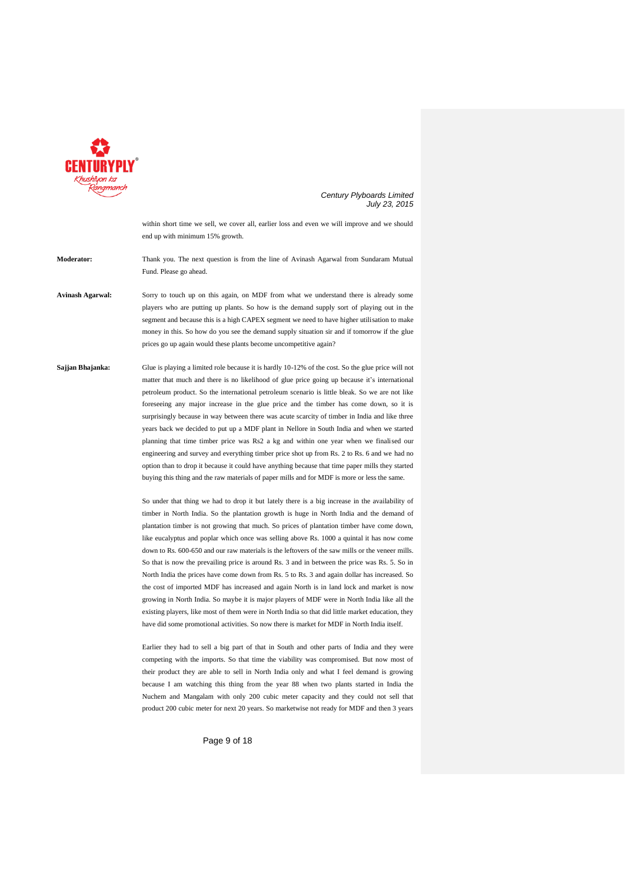within short time we sell, we cover all, earlier loss and even we will improve and we should end up with minimum 15% growth.

**Moderator:** Thank you. The next question is from the line of Avinash Agarwal from Sundaram Mutual Fund. Please go ahead.

**Avinash Agarwal:** Sorry to touch up on this again, on MDF from what we understand there is already some players who are putting up plants. So how is the demand supply sort of playing out in the segment and because this is a high CAPEX segment we need to have higher utilisation to make money in this. So how do you see the demand supply situation sir and if tomorrow if the glue prices go up again would these plants become uncompetitive again?

**Sajjan Bhajanka:** Glue is playing a limited role because it is hardly 10-12% of the cost. So the glue price will not matter that much and there is no likelihood of glue price going up because it's international petroleum product. So the international petroleum scenario is little bleak. So we are not like foreseeing any major increase in the glue price and the timber has come down, so it is surprisingly because in way between there was acute scarcity of timber in India and like three years back we decided to put up a MDF plant in Nellore in South India and when we started planning that time timber price was Rs2 a kg and within one year when we finalised our engineering and survey and everything timber price shot up from Rs. 2 to Rs. 6 and we had no option than to drop it because it could have anything because that time paper mills they started buying this thing and the raw materials of paper mills and for MDF is more or less the same.

So under that thing we had to drop it but lately there is a big increase in the availability of timber in North India. So the plantation growth is huge in North India and the demand of plantation timber is not growing that much. So prices of plantation timber have come down, like eucalyptus and poplar which once was selling above Rs. 1000 a quintal it has now come down to Rs. 600-650 and our raw materials is the leftovers of the saw mills or the veneer mills. So that is now the prevailing price is around Rs. 3 and in between the price was Rs. 5. So in North India the prices have come down from Rs. 5 to Rs. 3 and again dollar has increased. So the cost of imported MDF has increased and again North is in land lock and market is now growing in North India. So maybe it is major players of MDF were in North India like all the existing players, like most of them were in North India so that did little market education, they have did some promotional activities. So now there is market for MDF in North India itself.

Earlier they had to sell a big part of that in South and other parts of India and they were competing with the imports. So that time the viability was compromised. But now most of their product they are able to sell in North India only and what I feel demand is growing because I am watching this thing from the year 88 when two plants started in India the Nuchem and Mangalam with only 200 cubic meter capacity and they could not sell that product 200 cubic meter for next 20 years. So marketwise not ready for MDF and then 3 years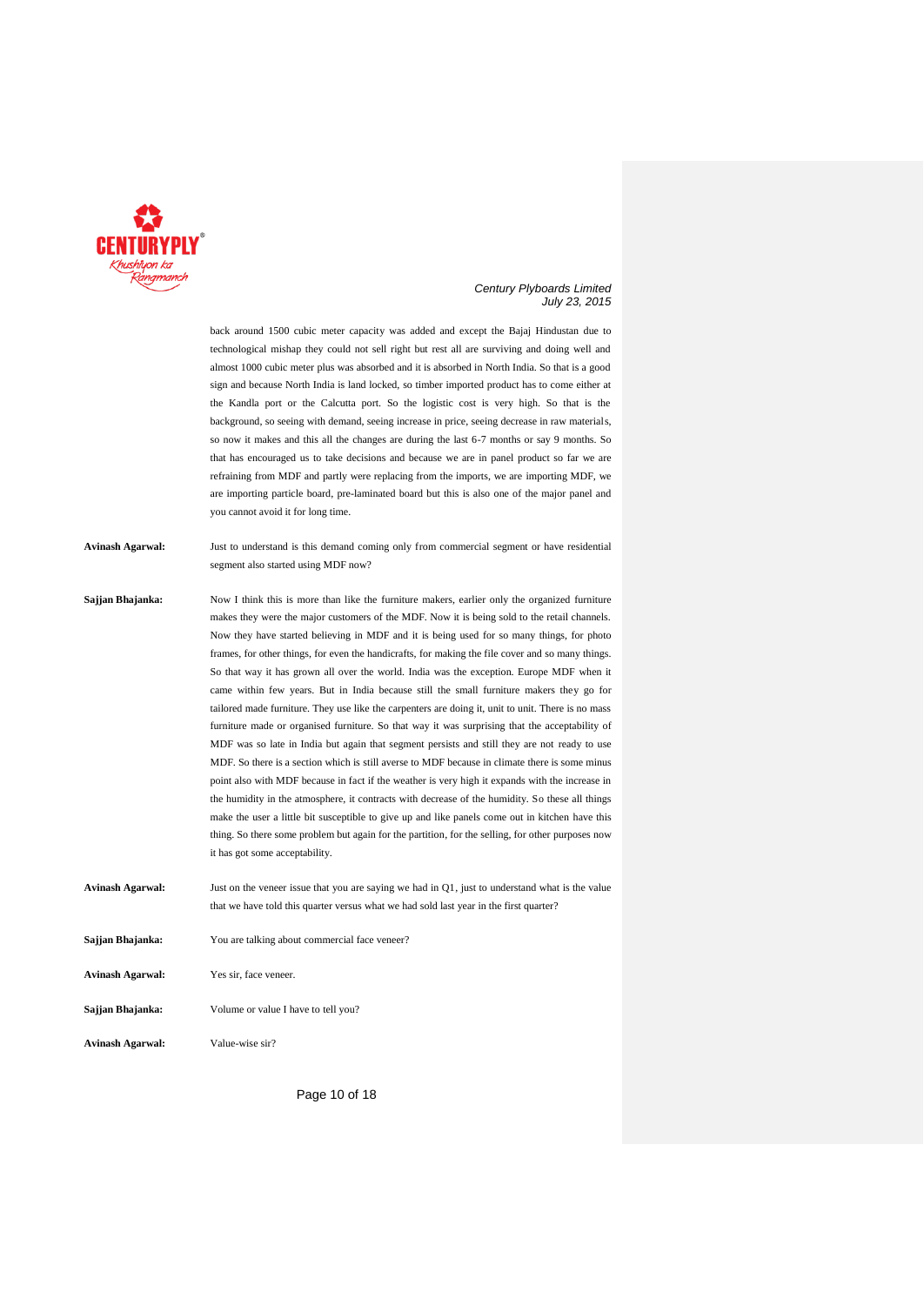back around 1500 cubic meter capacity was added and except the Bajaj Hindustan due to technological mishap they could not sell right but rest all are surviving and doing well and almost 1000 cubic meter plus was absorbed and it is absorbed in North India. So that is a good sign and because North India is land locked, so timber imported product has to come either at the Kandla port or the Calcutta port. So the logistic cost is very high. So that is the background, so seeing with demand, seeing increase in price, seeing decrease in raw materials, so now it makes and this all the changes are during the last 6-7 months or say 9 months. So that has encouraged us to take decisions and because we are in panel product so far we are refraining from MDF and partly were replacing from the imports, we are importing MDF, we are importing particle board, pre-laminated board but this is also one of the major panel and you cannot avoid it for long time.

**Avinash Agarwal:** Just to understand is this demand coming only from commercial segment or have residential segment also started using MDF now?

**Sajjan Bhajanka:** Now I think this is more than like the furniture makers, earlier only the organized furniture makes they were the major customers of the MDF. Now it is being sold to the retail channels. Now they have started believing in MDF and it is being used for so many things, for photo frames, for other things, for even the handicrafts, for making the file cover and so many things. So that way it has grown all over the world. India was the exception. Europe MDF when it came within few years. But in India because still the small furniture makers they go for tailored made furniture. They use like the carpenters are doing it, unit to unit. There is no mass furniture made or organised furniture. So that way it was surprising that the acceptability of MDF was so late in India but again that segment persists and still they are not ready to use MDF. So there is a section which is still averse to MDF because in climate there is some minus point also with MDF because in fact if the weather is very high it expands with the increase in the humidity in the atmosphere, it contracts with decrease of the humidity. So these all things make the user a little bit susceptible to give up and like panels come out in kitchen have this thing. So there some problem but again for the partition, for the selling, for other purposes now it has got some acceptability.

**Avinash Agarwal:** Just on the veneer issue that you are saying we had in Q1, just to understand what is the value that we have told this quarter versus what we had sold last year in the first quarter?

**Sajjan Bhajanka:** You are talking about commercial face veneer?

**Avinash Agarwal:** Yes sir, face veneer.

**Sajjan Bhajanka:** Volume or value I have to tell you?

**Avinash Agarwal:** Value-wise sir?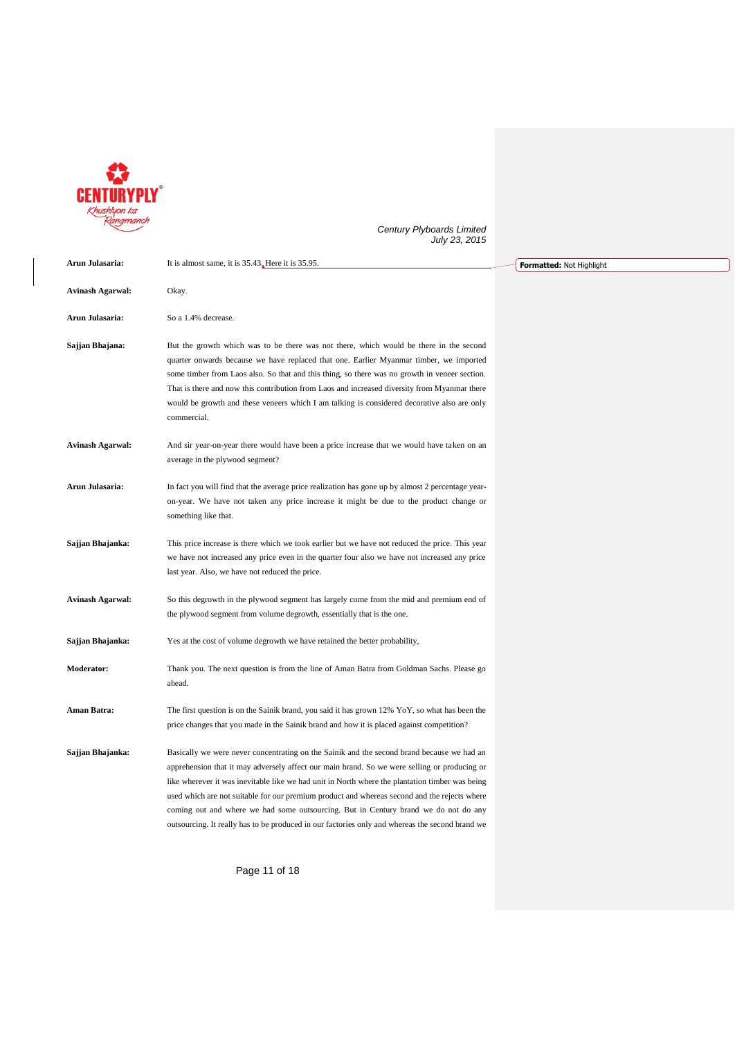**Arun Julasaria:** It is almost same, it is 35.43. Here it is 35.95.

**Avinash Agarwal:** Okay.

**Arun Julasaria:** So a 1.4% decrease.

**Sajjan Bhajana:** But the growth which was to be there was not there, which would be there in the second quarter onwards because we have replaced that one. Earlier Myanmar timber, we imported some timber from Laos also. So that and this thing, so there was no growth in veneer section. That is there and now this contribution from Laos and increased diversity from Myanmar there would be growth and these veneers which I am talking is considered decorative also are only commercial.

**Avinash Agarwal:** And sir year-on-year there would have been a price increase that we would have taken on an average in the plywood segment?

**Arun Julasaria:** In fact you will find that the average price realization has gone up by almost 2 percentage year-on-year. We have not taken any price increase it might be due to the product change or something like that.

**Sajjan Bhajanka:** This price increase is there which we took earlier but we have not reduced the price. This year we have not increased any price even in the quarter four also we have not increased any price last year. Also, we have not reduced the price.

**Avinash Agarwal:** So this degrowth in the plywood segment has largely come from the mid and premium end of the plywood segment from volume degrowth, essentially that is the one.

**Sajjan Bhajanka:** Yes at the cost of volume degrowth we have retained the better probability,

**Moderator:** Thank you. The next question is from the line of Aman Batra from Goldman Sachs. Please go ahead.

**Aman Batra:** The first question is on the Sainik brand, you said it has grown 12% YoY, so what has been the price changes that you made in the Sainik brand and how it is placed against competition?

**Sajjan Bhajanka:** Basically we were never concentrating on the Sainik and the second brand because we had an apprehension that it may adversely affect our main brand. So we were selling or producing or like wherever it was inevitable like we had unit in North where the plantation timber was being used which are not suitable for our premium product and whereas second and the rejects where coming out and where we had some outsourcing. But in Century brand we do not do any outsourcing. It really has to be produced in our factories only and whereas the second brand we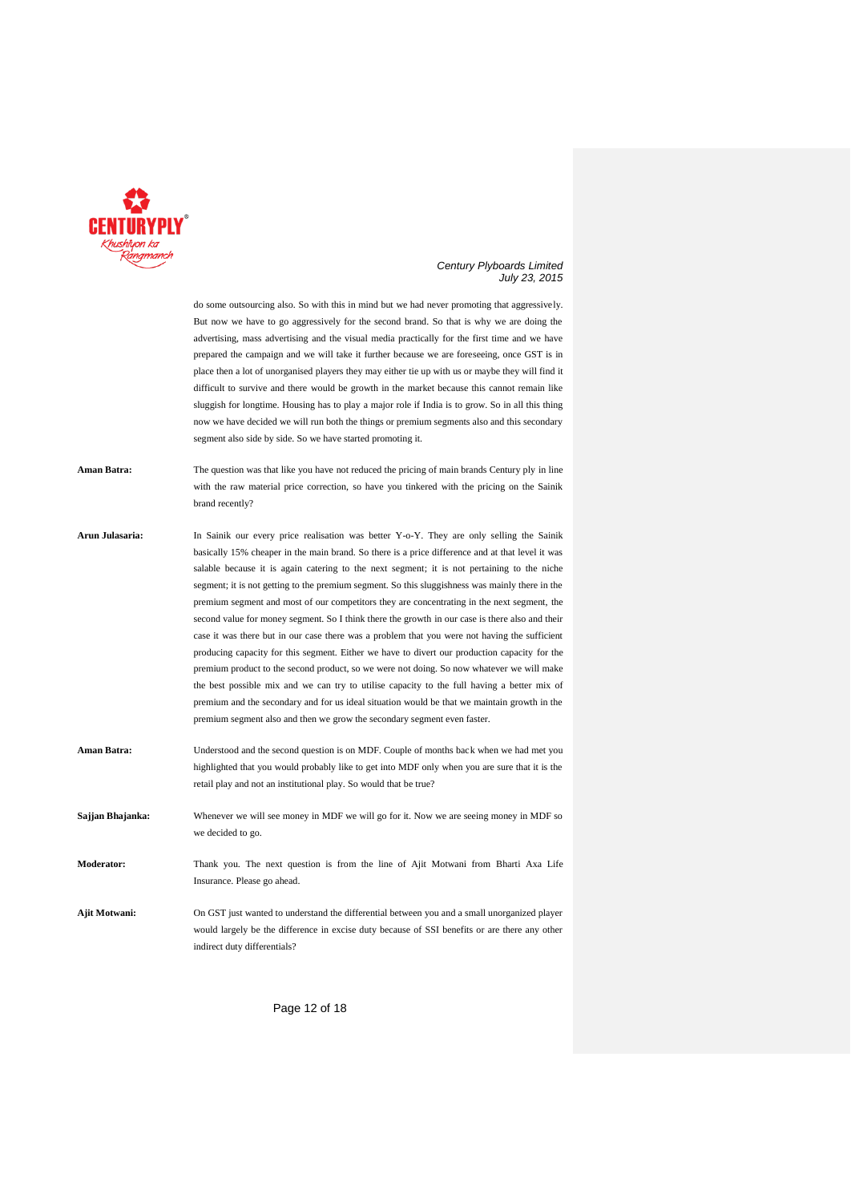do some outsourcing also. So with this in mind but we had never promoting that aggressively. But now we have to go aggressively for the second brand. So that is why we are doing the advertising, mass advertising and the visual media practically for the first time and we have prepared the campaign and we will take it further because we are foreseeing, once GST is in place then a lot of unorganised players they may either tie up with us or maybe they will find it difficult to survive and there would be growth in the market because this cannot remain like sluggish for longtime. Housing has to play a major role if India is to grow. So in all this thing now we have decided we will run both the things or premium segments also and this secondary segment also side by side. So we have started promoting it.

**Aman Batra:** The question was that like you have not reduced the pricing of main brands Century ply in line with the raw material price correction, so have you tinkered with the pricing on the Sainik brand recently?

**Arun Julasaria:** In Sainik our every price realisation was better Y-o-Y. They are only selling the Sainik basically 15% cheaper in the main brand. So there is a price difference and at that level it was salable because it is again catering to the next segment; it is not pertaining to the niche segment; it is not getting to the premium segment. So this sluggishness was mainly there in the premium segment and most of our competitors they are concentrating in the next segment, the second value for money segment. So I think there the growth in our case is there also and their case it was there but in our case there was a problem that you were not having the sufficient producing capacity for this segment. Either we have to divert our production capacity for the premium product to the second product, so we were not doing. So now whatever we will make the best possible mix and we can try to utilise capacity to the full having a better mix of premium and the secondary and for us ideal situation would be that we maintain growth in the premium segment also and then we grow the secondary segment even faster.

**Aman Batra:** Understood and the second question is on MDF. Couple of months back when we had met you highlighted that you would probably like to get into MDF only when you are sure that it is the retail play and not an institutional play. So would that be true?

**Sajjan Bhajanka:** Whenever we will see money in MDF we will go for it. Now we are seeing money in MDF so we decided to go.

**Moderator:** Thank you. The next question is from the line of Ajit Motwani from Bharti Axa Life Insurance. Please go ahead.

**Ajit Motwani:** On GST just wanted to understand the differential between you and a small unorganized player would largely be the difference in excise duty because of SSI benefits or are there any other indirect duty differentials?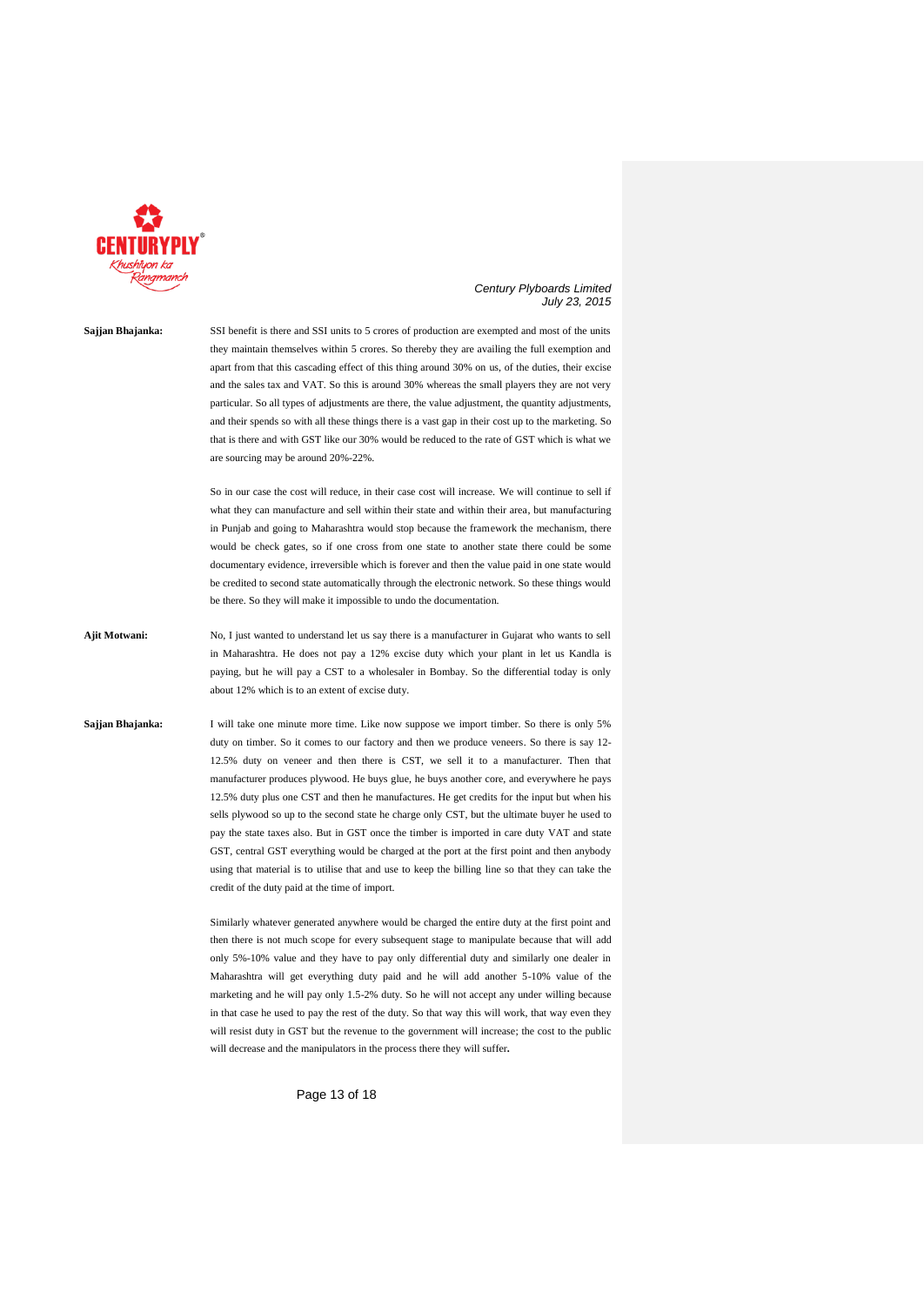**Sajjan Bhajanka:** SSI benefit is there and SSI units to 5 crores of production are exempted and most of the units they maintain themselves within 5 crores. So thereby they are availing the full exemption and apart from that this cascading effect of this thing around 30% on us, of the duties, their excise and the sales tax and VAT. So this is around 30% whereas the small players they are not very particular. So all types of adjustments are there, the value adjustment, the quantity adjustments, and their spends so with all these things there is a vast gap in their cost up to the marketing. So that is there and with GST like our 30% would be reduced to the rate of GST which is what we are sourcing may be around 20%-22%.

So in our case the cost will reduce, in their case cost will increase. We will continue to sell if what they can manufacture and sell within their state and within their area, but manufacturing in Punjab and going to Maharashtra would stop because the framework the mechanism, there would be check gates, so if one cross from one state to another state there could be some documentary evidence, irreversible which is forever and then the value paid in one state would be credited to second state automatically through the electronic network. So these things would be there. So they will make it impossible to undo the documentation.

**Ajit Motwani:** No, I just wanted to understand let us say there is a manufacturer in Gujarat who wants to sell in Maharashtra. He does not pay a 12% excise duty which your plant in let us Kandla is paying, but he will pay a CST to a wholesaler in Bombay. So the differential today is only about 12% which is to an extent of excise duty.

**Sajjan Bhajanka:** I will take one minute more time. Like now suppose we import timber. So there is only 5% duty on timber. So it comes to our factory and then we produce veneers. So there is say 12-12.5% duty on veneer and then there is CST, we sell it to a manufacturer. Then that manufacturer produces plywood. He buys glue, he buys another core, and everywhere he pays 12.5% duty plus one CST and then he manufactures. He get credits for the input but when his sells plywood so up to the second state he charge only CST, but the ultimate buyer he used to pay the state taxes also. But in GST once the timber is imported in care duty VAT and state GST, central GST everything would be charged at the port at the first point and then anybody using that material is to utilise that and use to keep the billing line so that they can take the credit of the duty paid at the time of import.

Similarly whatever generated anywhere would be charged the entire duty at the first point and then there is not much scope for every subsequent stage to manipulate because that will add only 5%-10% value and they have to pay only differential duty and similarly one dealer in Maharashtra will get everything duty paid and he will add another 5-10% value of the marketing and he will pay only 1.5-2% duty. So he will not accept any under willing because in that case he used to pay the rest of the duty. So that way this will work, that way even they will resist duty in GST but the revenue to the government will increase; the cost to the public will decrease and the manipulators in the process there they will suffer.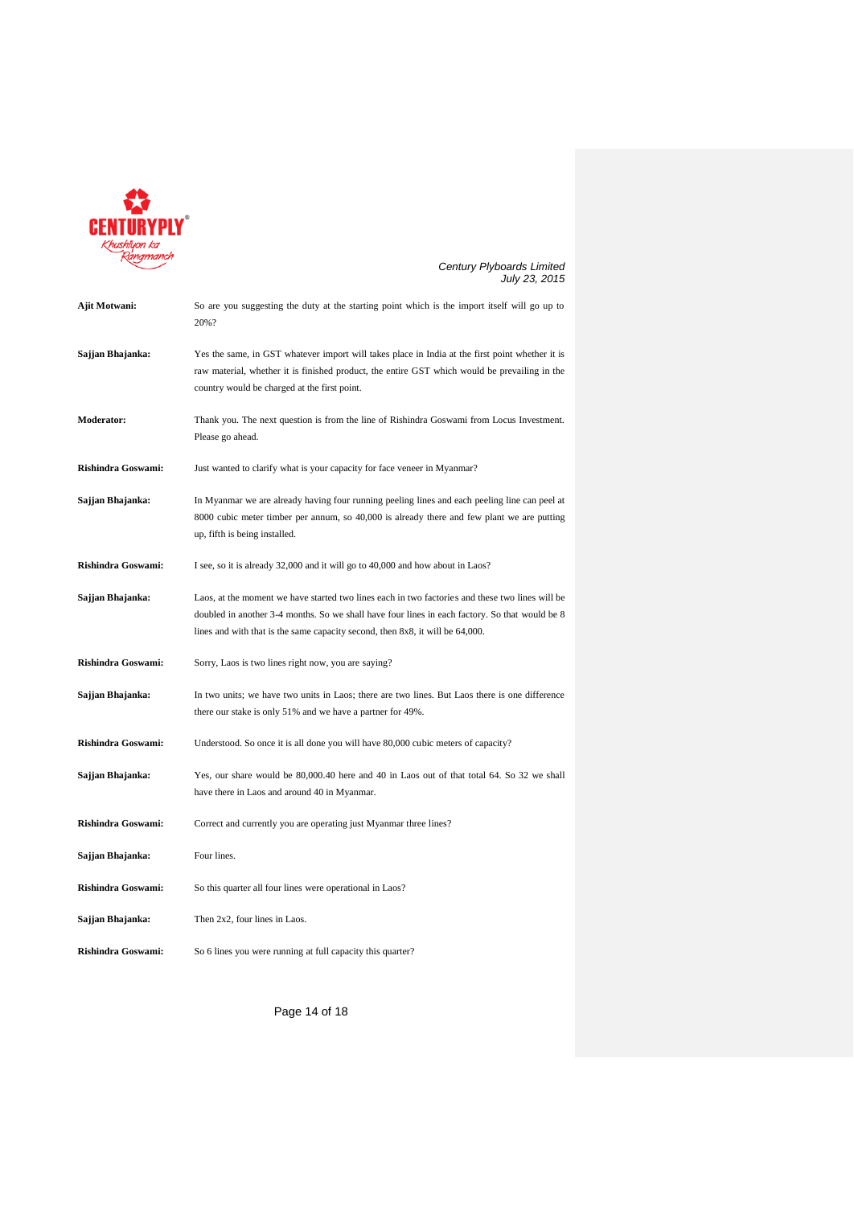**Ajit Motwani:** So are you suggesting the duty at the starting point which is the import itself will go up to 20%?

**Sajjan Bhajanka:** Yes the same, in GST whatever import will takes place in India at the first point whether it is raw material, whether it is finished product, the entire GST which would be prevailing in the country would be charged at the first point.

**Moderator:** Thank you. The next question is from the line of Rishindra Goswami from Locus Investment. Please go ahead.

**Rishindra Goswami:** Just wanted to clarify what is your capacity for face veneer in Myanmar?

**Sajjan Bhajanka:** In Myanmar we are already having four running peeling lines and each peeling line can peel at 8000 cubic meter timber per annum, so 40,000 is already there and few plant we are putting up, fifth is being installed.

**Rishindra Goswami:** I see, so it is already 32,000 and it will go to 40,000 and how about in Laos?

**Sajjan Bhajanka:** Laos, at the moment we have started two lines each in two factories and these two lines will be doubled in another 3-4 months. So we shall have four lines in each factory. So that would be 8 lines and with that is the same capacity second, then 8x8, it will be 64,000.

**Rishindra Goswami:** Sorry, Laos is two lines right now, you are saying?

**Sajjan Bhajanka:** In two units; we have two units in Laos; there are two lines. But Laos there is one difference there our stake is only 51% and we have a partner for 49%.

**Rishindra Goswami:** Understood. So once it is all done you will have 80,000 cubic meters of capacity?

**Sajjan Bhajanka:** Yes, our share would be 80,000.40 here and 40 in Laos out of that total 64. So 32 we shall have there in Laos and around 40 in Myanmar.

**Rishindra Goswami:** Correct and currently you are operating just Myanmar three lines?

**Sajjan Bhajanka:** Four lines.

**Rishindra Goswami:** So this quarter all four lines were operational in Laos?

**Sajjan Bhajanka:** Then 2x2, four lines in Laos.

**Rishindra Goswami:** So 6 lines you were running at full capacity this quarter?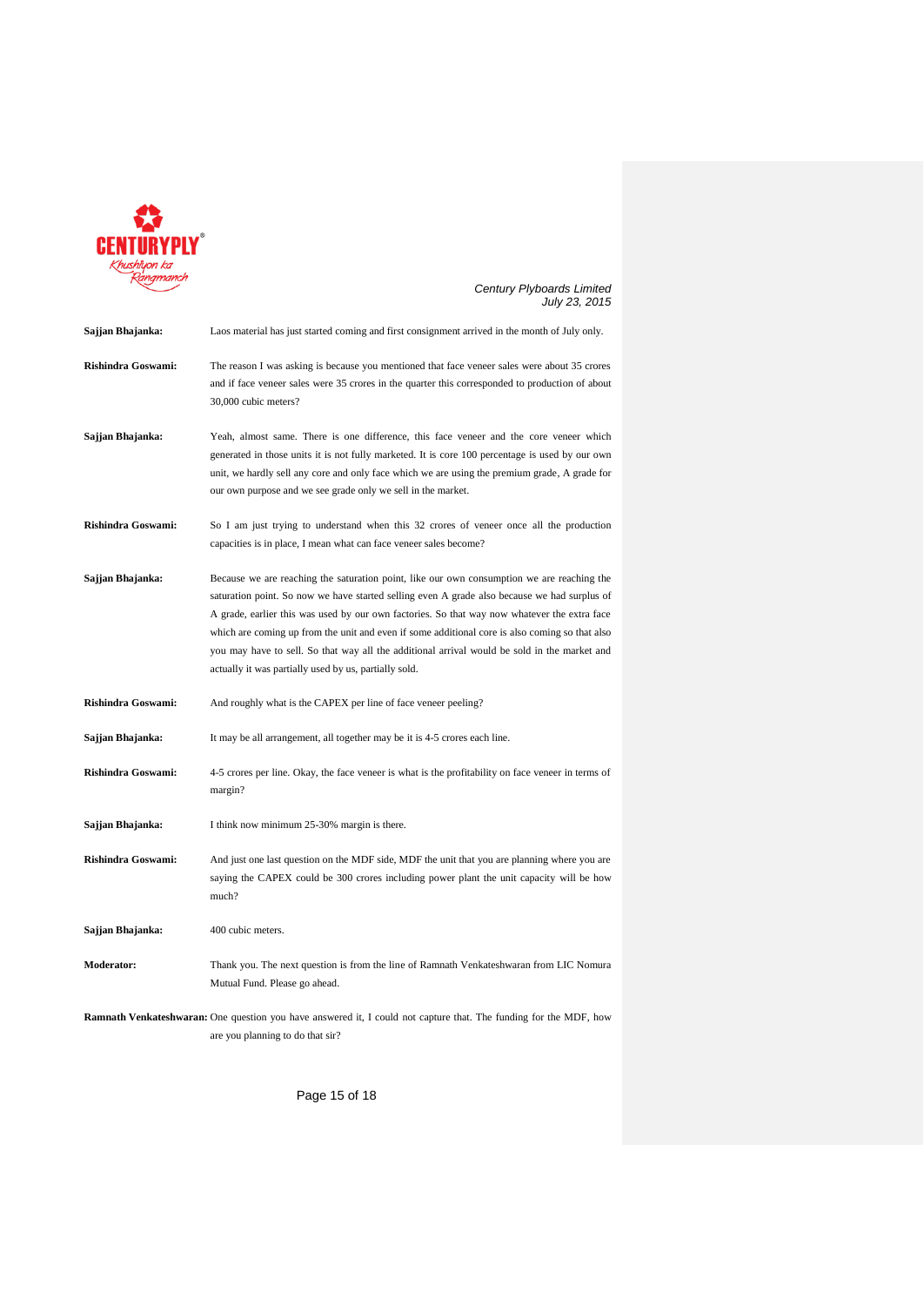**Sajjan Bhajanka:** Laos material has just started coming and first consignment arrived in the month of July only.

**Rishindra Goswami:** The reason I was asking is because you mentioned that face veneer sales were about 35 crores and if face veneer sales were 35 crores in the quarter this corresponded to production of about 30,000 cubic meters?

**Sajjan Bhajanka:** Yeah, almost same. There is one difference, this face veneer and the core veneer which generated in those units it is not fully marketed. It is core 100 percentage is used by our own unit, we hardly sell any core and only face which we are using the premium grade, A grade for our own purpose and we see grade only we sell in the market.

**Rishindra Goswami:** So I am just trying to understand when this 32 crores of veneer once all the production capacities is in place, I mean what can face veneer sales become?

**Sajjan Bhajanka:** Because we are reaching the saturation point, like our own consumption we are reaching the saturation point. So now we have started selling even A grade also because we had surplus of A grade, earlier this was used by our own factories. So that way now whatever the extra face which are coming up from the unit and even if some additional core is also coming so that also you may have to sell. So that way all the additional arrival would be sold in the market and actually it was partially used by us, partially sold.

**Rishindra Goswami:** And roughly what is the CAPEX per line of face veneer peeling?

**Sajjan Bhajanka:** It may be all arrangement, all together may be it is 4-5 crores each line.

**Rishindra Goswami:** 4-5 crores per line. Okay, the face veneer is what is the profitability on face veneer in terms of margin?

**Sajjan Bhajanka:** I think now minimum 25-30% margin is there.

**Rishindra Goswami:** And just one last question on the MDF side, MDF the unit that you are planning where you are saying the CAPEX could be 300 crores including power plant the unit capacity will be how much?

**Sajjan Bhajanka:** 400 cubic meters.

**Moderator:** Thank you. The next question is from the line of Ramnath Venkateshwaran from LIC Nomura Mutual Fund. Please go ahead.

**Ramnath Venkateshwaran:** One question you have answered it, I could not capture that. The funding for the MDF, how are you planning to do that sir?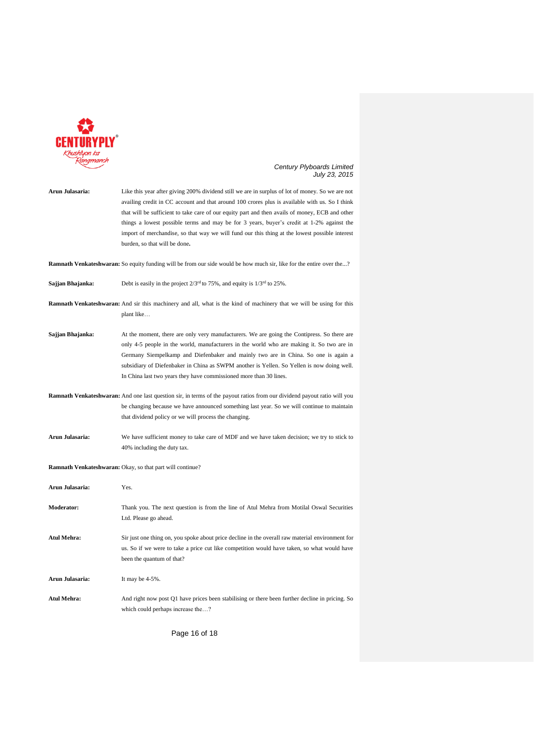**Arun Julasaria:** Like this year after giving 200% dividend still we are in surplus of lot of money. So we are not availing credit in CC account and that around 100 crores plus is available with us. So I think that will be sufficient to take care of our equity part and then avails of money, ECB and other things a lowest possible terms and may be for 3 years, buyer's credit at 1-2% against the import of merchandise, so that way we will fund our this thing at the lowest possible interest burden, so that will be done**.**

**Ramnath Venkateshwaran:** So equity funding will be from our side would be how much sir, like for the entire over the...?

**Sajjan Bhajanka:** Debt is easily in the project 2/3rd to 75%, and equity is 1/3rd to 25%.

**Ramnath Venkateshwaran:** And sir this machinery and all, what is the kind of machinery that we will be using for this plant like…

**Sajjan Bhajanka:** At the moment, there are only very manufacturers. We are going the Contipress. So there are only 4-5 people in the world, manufacturers in the world who are making it. So two are in Germany Siempelkamp and Diefenbaker and mainly two are in China. So one is again a subsidiary of Diefenbaker in China as SWPM another is Yellen. So Yellen is now doing well. In China last two years they have commissioned more than 30 lines.

**Ramnath Venkateshwaran:** And one last question sir, in terms of the payout ratios from our dividend payout ratio will you be changing because we have announced something last year. So we will continue to maintain that dividend policy or we will process the changing.

**Arun Julasaria:** We have sufficient money to take care of MDF and we have taken decision; we try to stick to 40% including the duty tax.

**Ramnath Venkateshwaran:** Okay, so that part will continue?

**Arun Julasaria:** Yes.

**Moderator:** Thank you. The next question is from the line of Atul Mehra from Motilal Oswal Securities Ltd. Please go ahead.

**Atul Mehra:** Sir just one thing on, you spoke about price decline in the overall raw material environment for us. So if we were to take a price cut like competition would have taken, so what would have been the quantum of that?

**Arun Julasaria:** It may be 4-5%.

**Atul Mehra:** And right now post Q1 have prices been stabilising or there been further decline in pricing. So which could perhaps increase the…?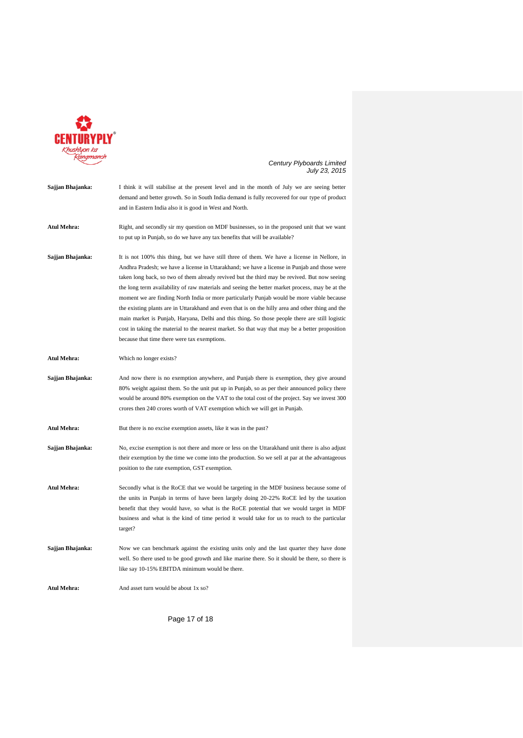**Sajjan Bhajanka:** I think it will stabilise at the present level and in the month of July we are seeing better demand and better growth. So in South India demand is fully recovered for our type of product and in Eastern India also it is good in West and North.

**Atul Mehra:** Right, and secondly sir my question on MDF businesses, so in the proposed unit that we want to put up in Punjab, so do we have any tax benefits that will be available?

**Sajjan Bhajanka:** It is not 100% this thing, but we have still three of them. We have a license in Nellore, in Andhra Pradesh; we have a license in Uttarakhand; we have a license in Punjab and those were taken long back, so two of them already revived but the third may be revived. But now seeing the long term availability of raw materials and seeing the better market process, may be at the moment we are finding North India or more particularly Punjab would be more viable because the existing plants are in Uttarakhand and even that is on the hilly area and other thing and the main market is Punjab, Haryana, Delhi and this thing**.** So those people there are still logistic cost in taking the material to the nearest market. So that way that may be a better proposition because that time there were tax exemptions.

**Atul Mehra:** Which no longer exists?

**Sajjan Bhajanka:** And now there is no exemption anywhere, and Punjab there is exemption, they give around 80% weight against them. So the unit put up in Punjab, so as per their announced policy there would be around 80% exemption on the VAT to the total cost of the project. Say we invest 300 crores then 240 crores worth of VAT exemption which we will get in Punjab.

**Atul Mehra:** But there is no excise exemption assets, like it was in the past?

**Sajjan Bhajanka:** No, excise exemption is not there and more or less on the Uttarakhand unit there is also adjust their exemption by the time we come into the production. So we sell at par at the advantageous position to the rate exemption, GST exemption.

**Atul Mehra:** Secondly what is the RoCE that we would be targeting in the MDF business because some of the units in Punjab in terms of have been largely doing 20-22% RoCE led by the taxation benefit that they would have, so what is the RoCE potential that we would target in MDF business and what is the kind of time period it would take for us to reach to the particular target?

**Sajjan Bhajanka:** Now we can benchmark against the existing units only and the last quarter they have done well. So there used to be good growth and like marine there. So it should be there, so there is like say 10-15% EBITDA minimum would be there.

**Atul Mehra:** And asset turn would be about 1x so?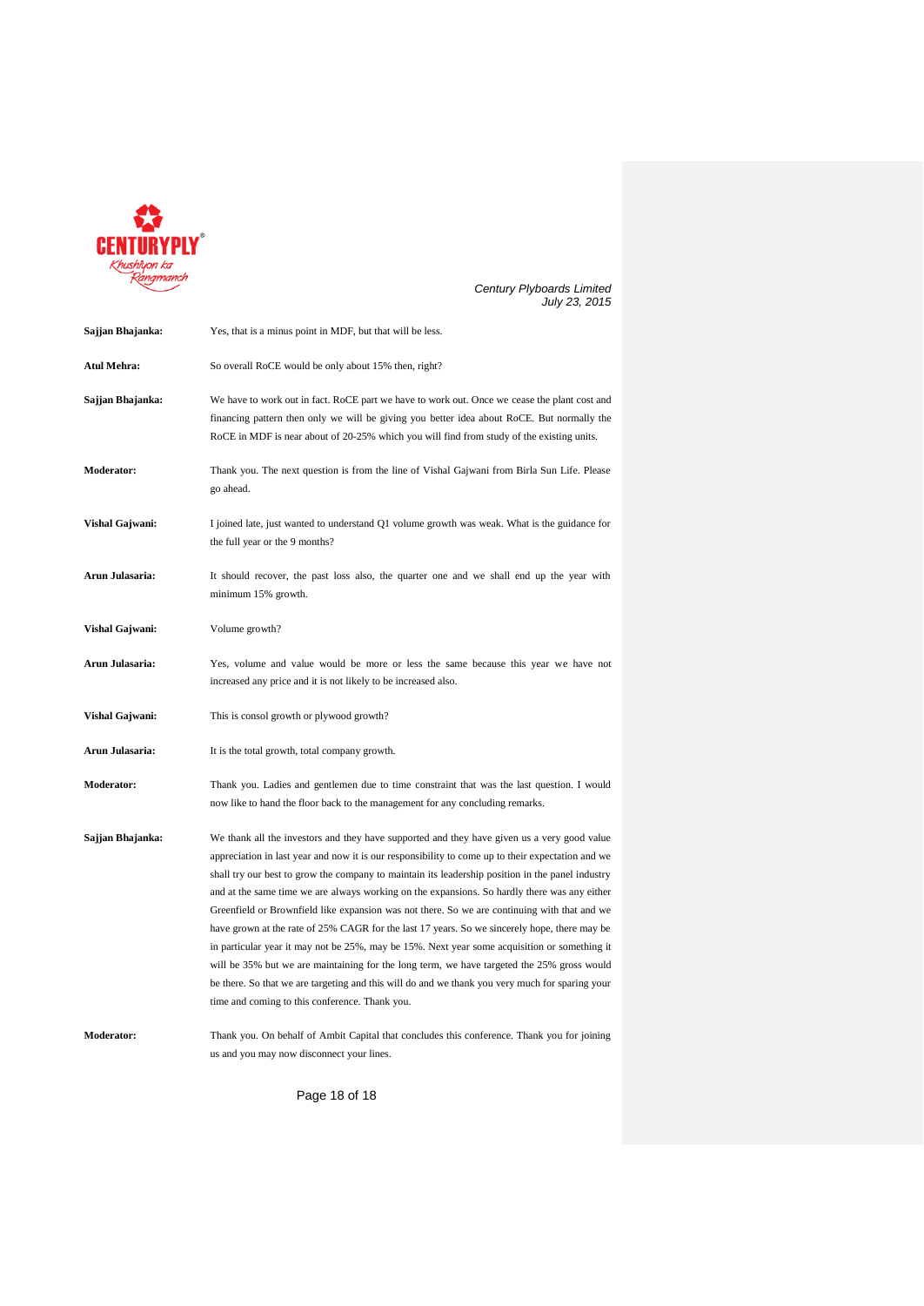**Sajjan Bhajanka:** Yes, that is a minus point in MDF, but that will be less.

**Atul Mehra:** So overall RoCE would be only about 15% then, right?

**Sajjan Bhajanka:** We have to work out in fact. RoCE part we have to work out. Once we cease the plant cost and financing pattern then only we will be giving you better idea about RoCE. But normally the RoCE in MDF is near about of 20-25% which you will find from study of the existing units.

**Moderator:** Thank you. The next question is from the line of Vishal Gajwani from Birla Sun Life. Please go ahead.

**Vishal Gajwani:** I joined late, just wanted to understand Q1 volume growth was weak. What is the guidance for the full year or the 9 months?

**Arun Julasaria:** It should recover, the past loss also, the quarter one and we shall end up the year with minimum 15% growth.

**Vishal Gajwani:** Volume growth?

**Arun Julasaria:** Yes, volume and value would be more or less the same because this year we have not increased any price and it is not likely to be increased also.

**Vishal Gajwani:** This is consol growth or plywood growth?

**Arun Julasaria:** It is the total growth, total company growth.

**Moderator:** Thank you. Ladies and gentlemen due to time constraint that was the last question. I would now like to hand the floor back to the management for any concluding remarks.

**Sajjan Bhajanka:** We thank all the investors and they have supported and they have given us a very good value appreciation in last year and now it is our responsibility to come up to their expectation and we shall try our best to grow the company to maintain its leadership position in the panel industry and at the same time we are always working on the expansions. So hardly there was any either Greenfield or Brownfield like expansion was not there. So we are continuing with that and we have grown at the rate of 25% CAGR for the last 17 years. So we sincerely hope, there may be in particular year it may not be 25%, may be 15%. Next year some acquisition or something it will be 35% but we are maintaining for the long term, we have targeted the 25% gross would be there. So that we are targeting and this will do and we thank you very much for sparing your time and coming to this conference. Thank you.

**Moderator:** Thank you. On behalf of Ambit Capital that concludes this conference. Thank you for joining us and you may now disconnect your lines.